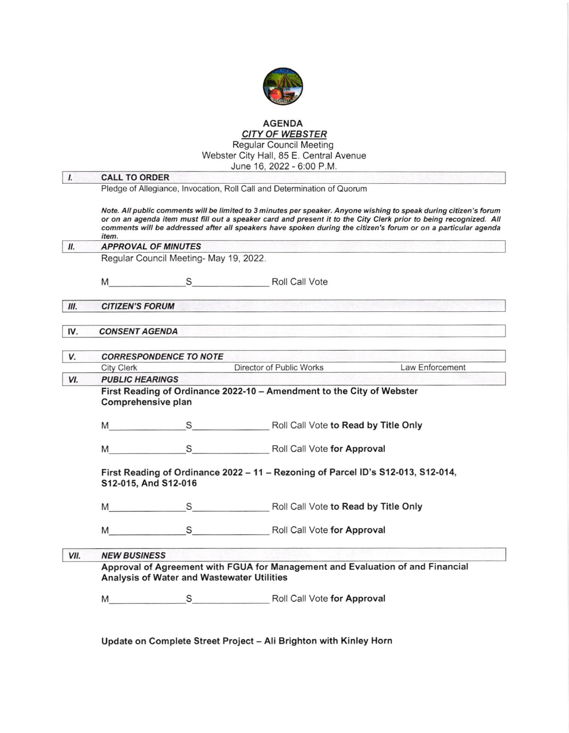# AGENDA

## *CITY OF WEBSTER*

Regular Council Meeting
Webster City Hall, 85 E. Central Avenue
June 16, 2022 - 6:00 P.M.

## I. CALL TO ORDER

Pledge of Allegiance, Invocation, Roll Call and Determination of Quorum

***Note. All public comments will be limited to 3 minutes per speaker. Anyone wishing to speak during citizen's forum or on an agenda item must fill out a speaker card and present it to the City Clerk prior to being recognized. All comments will be addressed after all speakers have spoken during the citizen's forum or on a particular agenda item.***

## II. *APPROVAL OF MINUTES*

Regular Council Meeting- May 19, 2022.

M_______________ S_______________ Roll Call Vote

## III. *CITIZEN'S FORUM*

## IV. *CONSENT AGENDA*

## V. *CORRESPONDENCE TO NOTE*

City Clerk &nbsp;&nbsp;&nbsp;&nbsp; Director of Public Works &nbsp;&nbsp;&nbsp;&nbsp; Law Enforcement

## VI. *PUBLIC HEARINGS*

**First Reading of Ordinance 2022-10 – Amendment to the City of Webster Comprehensive plan**

M_______________ S_______________ Roll Call Vote **to Read by Title Only**

M_______________ S_______________ Roll Call Vote **for Approval**

**First Reading of Ordinance 2022 – 11 – Rezoning of Parcel ID's S12-013, S12-014, S12-015, And S12-016**

M_______________ S_______________ Roll Call Vote **to Read by Title Only**

M_______________ S_______________ Roll Call Vote **for Approval**

## VII. *NEW BUSINESS*

**Approval of Agreement with FGUA for Management and Evaluation of and Financial Analysis of Water and Wastewater Utilities**

M_______________ S_______________ Roll Call Vote **for Approval**

**Update on Complete Street Project – Ali Brighton with Kinley Horn**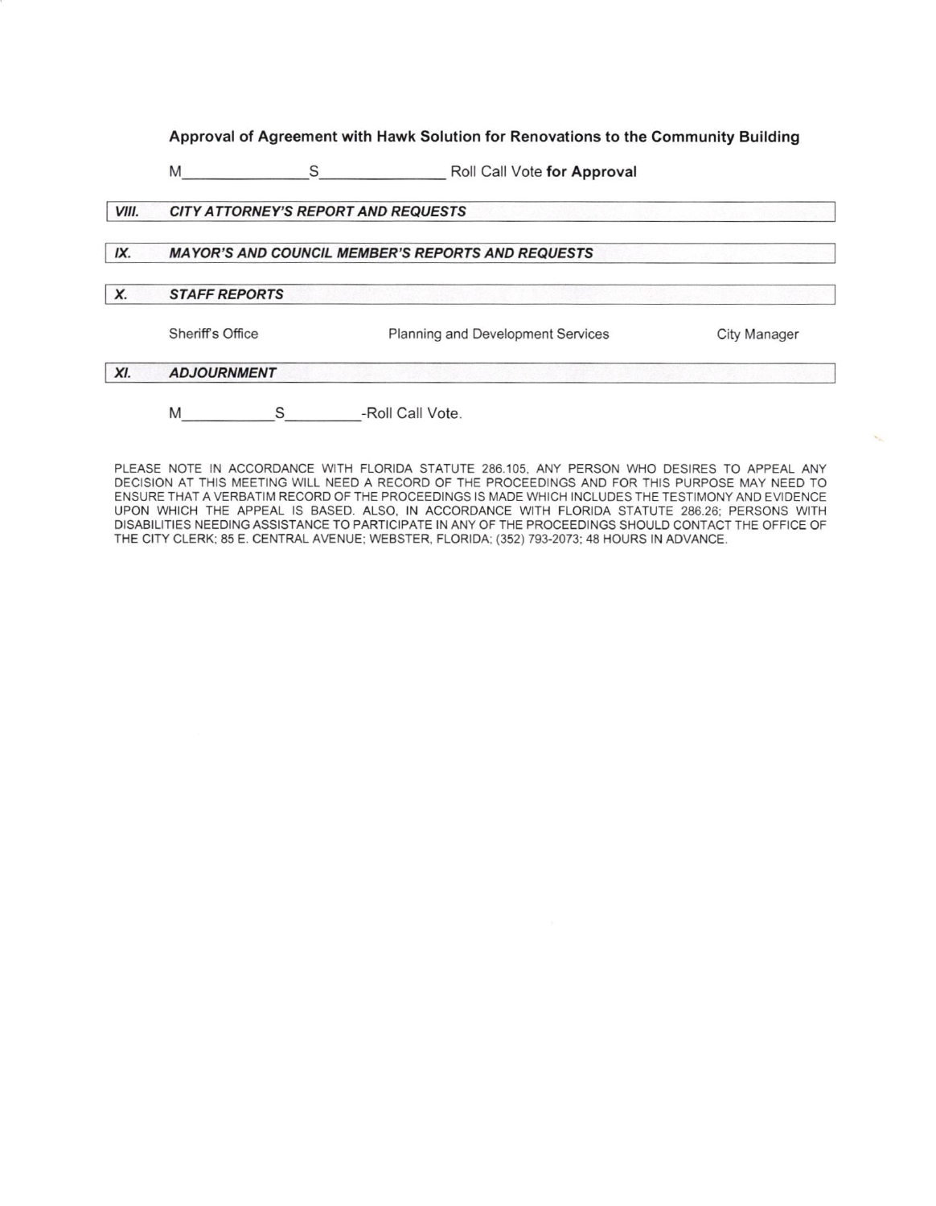**Approval of Agreement with Hawk Solution for Renovations to the Community Building**

M_______________S_______________ Roll Call Vote **for Approval**

## VIII. *CITY ATTORNEY'S REPORT AND REQUESTS*

## IX. *MAYOR'S AND COUNCIL MEMBER'S REPORTS AND REQUESTS*

## X. *STAFF REPORTS*

Sheriff's Office    Planning and Development Services    City Manager

## XI. *ADJOURNMENT*

M___________S_________-Roll Call Vote.

PLEASE NOTE IN ACCORDANCE WITH FLORIDA STATUTE 286.105, ANY PERSON WHO DESIRES TO APPEAL ANY DECISION AT THIS MEETING WILL NEED A RECORD OF THE PROCEEDINGS AND FOR THIS PURPOSE MAY NEED TO ENSURE THAT A VERBATIM RECORD OF THE PROCEEDINGS IS MADE WHICH INCLUDES THE TESTIMONY AND EVIDENCE UPON WHICH THE APPEAL IS BASED. ALSO, IN ACCORDANCE WITH FLORIDA STATUTE 286.26; PERSONS WITH DISABILITIES NEEDING ASSISTANCE TO PARTICIPATE IN ANY OF THE PROCEEDINGS SHOULD CONTACT THE OFFICE OF THE CITY CLERK; 85 E. CENTRAL AVENUE; WEBSTER, FLORIDA; (352) 793-2073; 48 HOURS IN ADVANCE.